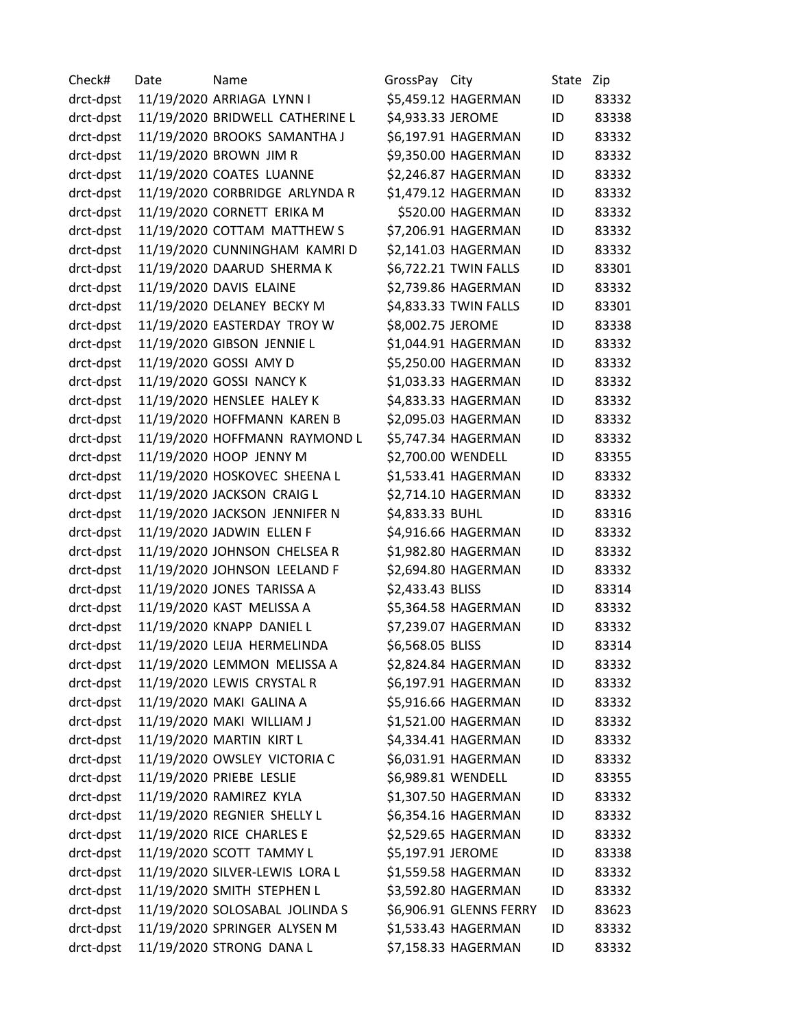| Check# | Date | Name | GrossPay | City | State | Zip |
|---|---|---|---|---|---|---|
| drct-dpst | 11/19/2020 | ARRIAGA LYNN I | $5,459.12 | HAGERMAN | ID | 83332 |
| drct-dpst | 11/19/2020 | BRIDWELL CATHERINE L | $4,933.33 | JEROME | ID | 83338 |
| drct-dpst | 11/19/2020 | BROOKS SAMANTHA J | $6,197.91 | HAGERMAN | ID | 83332 |
| drct-dpst | 11/19/2020 | BROWN JIM R | $9,350.00 | HAGERMAN | ID | 83332 |
| drct-dpst | 11/19/2020 | COATES LUANNE | $2,246.87 | HAGERMAN | ID | 83332 |
| drct-dpst | 11/19/2020 | CORBRIDGE ARLYNDA R | $1,479.12 | HAGERMAN | ID | 83332 |
| drct-dpst | 11/19/2020 | CORNETT ERIKA M | $520.00 | HAGERMAN | ID | 83332 |
| drct-dpst | 11/19/2020 | COTTAM MATTHEW S | $7,206.91 | HAGERMAN | ID | 83332 |
| drct-dpst | 11/19/2020 | CUNNINGHAM KAMRI D | $2,141.03 | HAGERMAN | ID | 83332 |
| drct-dpst | 11/19/2020 | DAARUD SHERMA K | $6,722.21 | TWIN FALLS | ID | 83301 |
| drct-dpst | 11/19/2020 | DAVIS ELAINE | $2,739.86 | HAGERMAN | ID | 83332 |
| drct-dpst | 11/19/2020 | DELANEY BECKY M | $4,833.33 | TWIN FALLS | ID | 83301 |
| drct-dpst | 11/19/2020 | EASTERDAY TROY W | $8,002.75 | JEROME | ID | 83338 |
| drct-dpst | 11/19/2020 | GIBSON JENNIE L | $1,044.91 | HAGERMAN | ID | 83332 |
| drct-dpst | 11/19/2020 | GOSSI AMY D | $5,250.00 | HAGERMAN | ID | 83332 |
| drct-dpst | 11/19/2020 | GOSSI NANCY K | $1,033.33 | HAGERMAN | ID | 83332 |
| drct-dpst | 11/19/2020 | HENSLEE HALEY K | $4,833.33 | HAGERMAN | ID | 83332 |
| drct-dpst | 11/19/2020 | HOFFMANN KAREN B | $2,095.03 | HAGERMAN | ID | 83332 |
| drct-dpst | 11/19/2020 | HOFFMANN RAYMOND L | $5,747.34 | HAGERMAN | ID | 83332 |
| drct-dpst | 11/19/2020 | HOOP JENNY M | $2,700.00 | WENDELL | ID | 83355 |
| drct-dpst | 11/19/2020 | HOSKOVEC SHEENA L | $1,533.41 | HAGERMAN | ID | 83332 |
| drct-dpst | 11/19/2020 | JACKSON CRAIG L | $2,714.10 | HAGERMAN | ID | 83332 |
| drct-dpst | 11/19/2020 | JACKSON JENNIFER N | $4,833.33 | BUHL | ID | 83316 |
| drct-dpst | 11/19/2020 | JADWIN ELLEN F | $4,916.66 | HAGERMAN | ID | 83332 |
| drct-dpst | 11/19/2020 | JOHNSON CHELSEA R | $1,982.80 | HAGERMAN | ID | 83332 |
| drct-dpst | 11/19/2020 | JOHNSON LEELAND F | $2,694.80 | HAGERMAN | ID | 83332 |
| drct-dpst | 11/19/2020 | JONES TARISSA A | $2,433.43 | BLISS | ID | 83314 |
| drct-dpst | 11/19/2020 | KAST MELISSA A | $5,364.58 | HAGERMAN | ID | 83332 |
| drct-dpst | 11/19/2020 | KNAPP DANIEL L | $7,239.07 | HAGERMAN | ID | 83332 |
| drct-dpst | 11/19/2020 | LEIJA HERMELINDA | $6,568.05 | BLISS | ID | 83314 |
| drct-dpst | 11/19/2020 | LEMMON MELISSA A | $2,824.84 | HAGERMAN | ID | 83332 |
| drct-dpst | 11/19/2020 | LEWIS CRYSTAL R | $6,197.91 | HAGERMAN | ID | 83332 |
| drct-dpst | 11/19/2020 | MAKI GALINA A | $5,916.66 | HAGERMAN | ID | 83332 |
| drct-dpst | 11/19/2020 | MAKI WILLIAM J | $1,521.00 | HAGERMAN | ID | 83332 |
| drct-dpst | 11/19/2020 | MARTIN KIRT L | $4,334.41 | HAGERMAN | ID | 83332 |
| drct-dpst | 11/19/2020 | OWSLEY VICTORIA C | $6,031.91 | HAGERMAN | ID | 83332 |
| drct-dpst | 11/19/2020 | PRIEBE LESLIE | $6,989.81 | WENDELL | ID | 83355 |
| drct-dpst | 11/19/2020 | RAMIREZ KYLA | $1,307.50 | HAGERMAN | ID | 83332 |
| drct-dpst | 11/19/2020 | REGNIER SHELLY L | $6,354.16 | HAGERMAN | ID | 83332 |
| drct-dpst | 11/19/2020 | RICE CHARLES E | $2,529.65 | HAGERMAN | ID | 83332 |
| drct-dpst | 11/19/2020 | SCOTT TAMMY L | $5,197.91 | JEROME | ID | 83338 |
| drct-dpst | 11/19/2020 | SILVER-LEWIS LORA L | $1,559.58 | HAGERMAN | ID | 83332 |
| drct-dpst | 11/19/2020 | SMITH STEPHEN L | $3,592.80 | HAGERMAN | ID | 83332 |
| drct-dpst | 11/19/2020 | SOLOSABAL JOLINDA S | $6,906.91 | GLENNS FERRY | ID | 83623 |
| drct-dpst | 11/19/2020 | SPRINGER ALYSEN M | $1,533.43 | HAGERMAN | ID | 83332 |
| drct-dpst | 11/19/2020 | STRONG DANA L | $7,158.33 | HAGERMAN | ID | 83332 |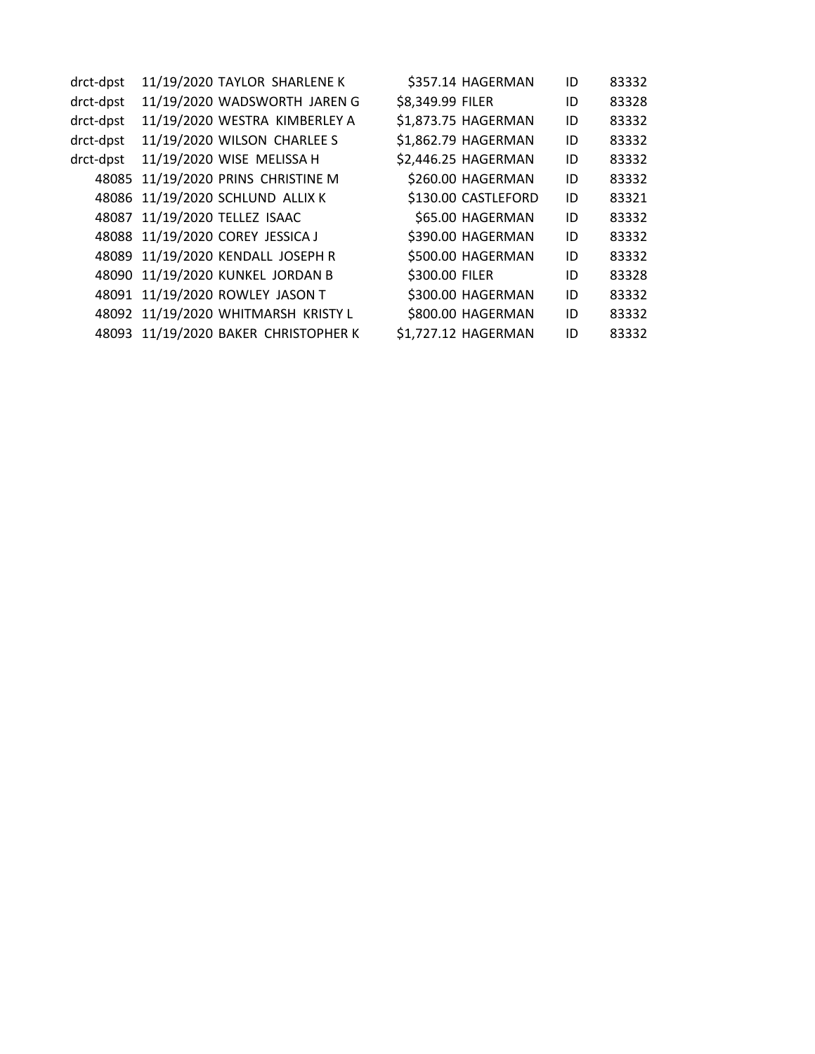| | | | | | | |
|---|---|---|---|---|---|---|
| drct-dpst | 11/19/2020 | TAYLOR SHARLENE K | $357.14 | HAGERMAN | ID | 83332 |
| drct-dpst | 11/19/2020 | WADSWORTH JAREN G | $8,349.99 | FILER | ID | 83328 |
| drct-dpst | 11/19/2020 | WESTRA KIMBERLEY A | $1,873.75 | HAGERMAN | ID | 83332 |
| drct-dpst | 11/19/2020 | WILSON CHARLEE S | $1,862.79 | HAGERMAN | ID | 83332 |
| drct-dpst | 11/19/2020 | WISE MELISSA H | $2,446.25 | HAGERMAN | ID | 83332 |
| 48085 | 11/19/2020 | PRINS CHRISTINE M | $260.00 | HAGERMAN | ID | 83332 |
| 48086 | 11/19/2020 | SCHLUND ALLIX K | $130.00 | CASTLEFORD | ID | 83321 |
| 48087 | 11/19/2020 | TELLEZ ISAAC | $65.00 | HAGERMAN | ID | 83332 |
| 48088 | 11/19/2020 | COREY JESSICA J | $390.00 | HAGERMAN | ID | 83332 |
| 48089 | 11/19/2020 | KENDALL JOSEPH R | $500.00 | HAGERMAN | ID | 83332 |
| 48090 | 11/19/2020 | KUNKEL JORDAN B | $300.00 | FILER | ID | 83328 |
| 48091 | 11/19/2020 | ROWLEY JASON T | $300.00 | HAGERMAN | ID | 83332 |
| 48092 | 11/19/2020 | WHITMARSH KRISTY L | $800.00 | HAGERMAN | ID | 83332 |
| 48093 | 11/19/2020 | BAKER CHRISTOPHER K | $1,727.12 | HAGERMAN | ID | 83332 |